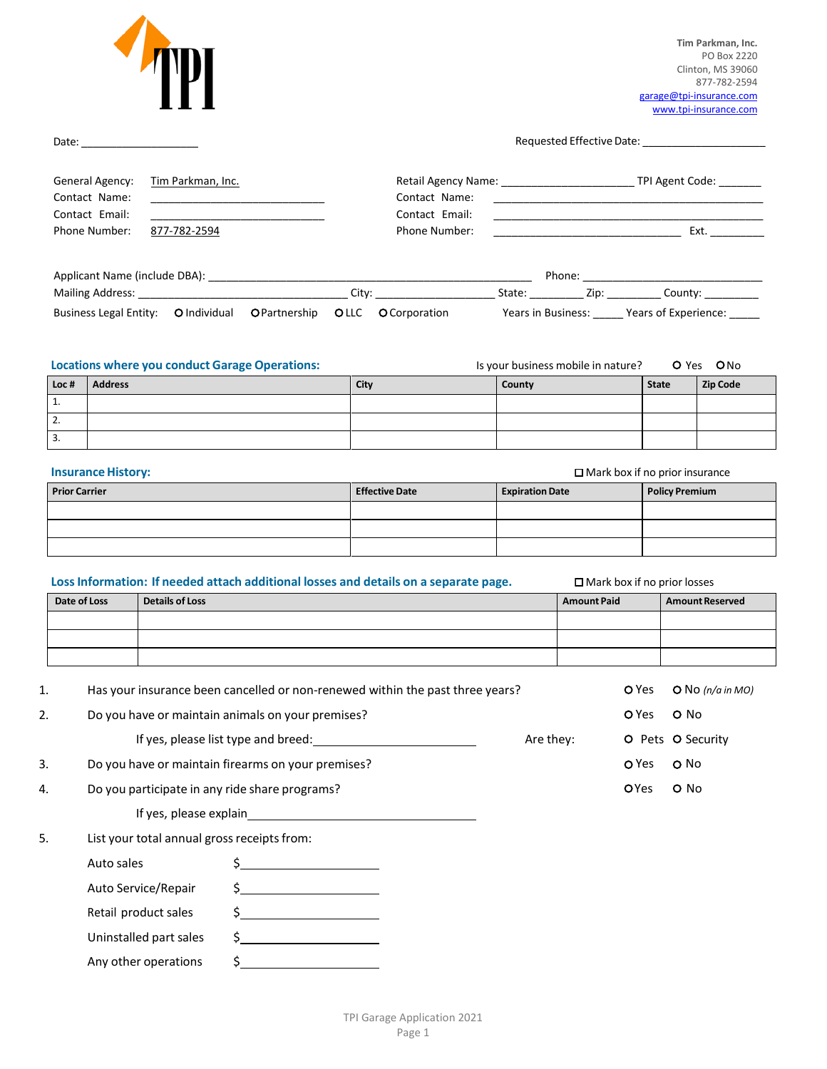TPI

Tim Parkman, Inc.
PO Box 2220
Clinton, MS 39060
877-782-2594
garage@tpi-insurance.com
www.tpi-insurance.com

Date: ____________________ Requested Effective Date: ____________________

General Agency: Tim Parkman, Inc.
Contact Name: ______________________________
Contact Email: ______________________________
Phone Number: 877-782-2594

Retail Agency Name: ______________________ TPI Agent Code: _______
Contact Name: ______________________________
Contact Email: ______________________________
Phone Number: ______________________________ Ext. _________

Applicant Name (include DBA): ______________________________ Phone: ______________________________

Mailing Address: ______________________________ City: ____________________ State: _________ Zip: _________ County: _________

Business Legal Entity: ○ Individual ○ Partnership ○ LLC ○ Corporation Years in Business: _____ Years of Experience: _____

## Locations where you conduct Garage Operations:

Is your business mobile in nature? ○ Yes ○ No

| Loc # | Address | City | County | State | Zip Code |
|---|---|---|---|---|---|
| 1. | | | | | |
| 2. | | | | | |
| 3. | | | | | |

## Insurance History:

☐ Mark box if no prior insurance

| Prior Carrier | Effective Date | Expiration Date | Policy Premium |
|---|---|---|---|
| | | | |
| | | | |
| | | | |

## Loss Information: If needed attach additional losses and details on a separate page.

☐ Mark box if no prior losses

| Date of Loss | Details of Loss | Amount Paid | Amount Reserved |
|---|---|---|---|
| | | | |
| | | | |
| | | | |

1. Has your insurance been cancelled or non-renewed within the past three years? ○ Yes ○ No *(n/a in MO)*
2. Do you have or maintain animals on your premises? ○ Yes ○ No

   If yes, please list type and breed: ______________________________ Are they: ○ Pets ○ Security
3. Do you have or maintain firearms on your premises? ○ Yes ○ No
4. Do you participate in any ride share programs? ○ Yes ○ No

   If yes, please explain ______________________________
5. List your total annual gross receipts from:

   Auto sales $____________________

   Auto Service/Repair $____________________

   Retail product sales $____________________

   Uninstalled part sales $____________________

   Any other operations $____________________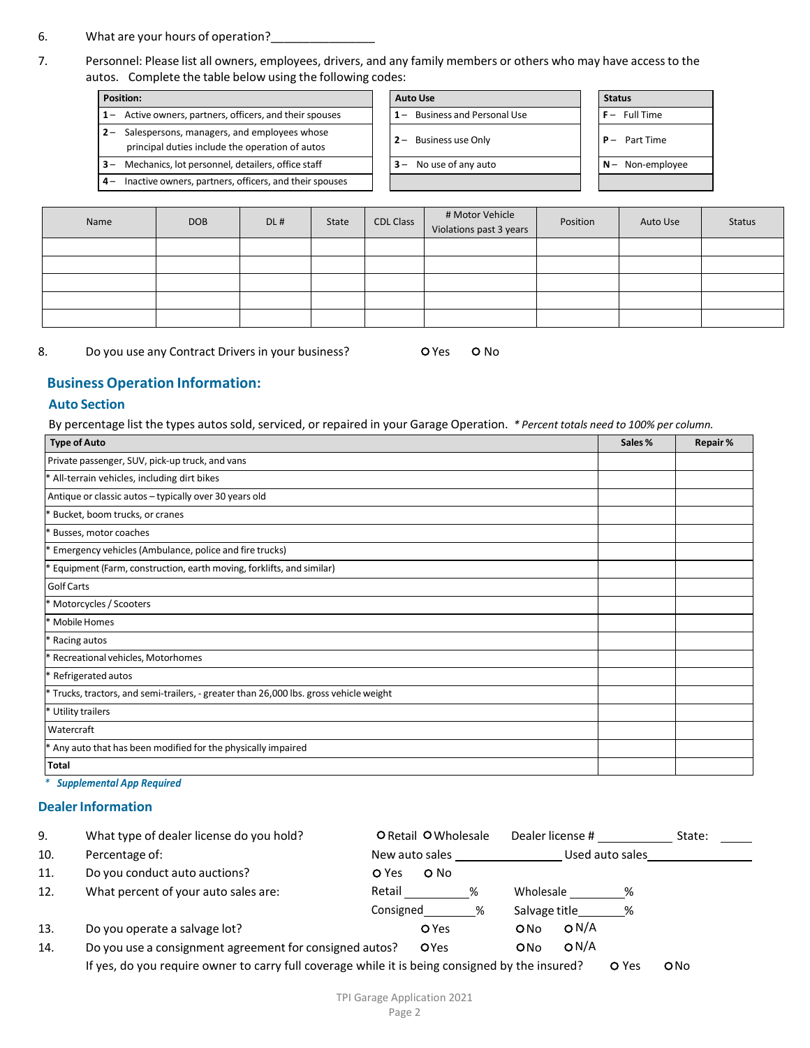6. What are your hours of operation?_______________

7. Personnel: Please list all owners, employees, drivers, and any family members or others who may have access to the autos. Complete the table below using the following codes:

| Position: |
|---|
| 1 – Active owners, partners, officers, and their spouses |
| 2 – Salespersons, managers, and employees whose principal duties include the operation of autos |
| 3 – Mechanics, lot personnel, detailers, office staff |
| 4 – Inactive owners, partners, officers, and their spouses |

| Auto Use |
|---|
| 1 – Business and Personal Use |
| 2 – Business use Only |
| 3 – No use of any auto |

| Status |
|---|
| F – Full Time |
| P – Part Time |
| N – Non-employee |

| Name | DOB | DL # | State | CDL Class | # Motor Vehicle Violations past 3 years | Position | Auto Use | Status |
|---|---|---|---|---|---|---|---|---|
| | | | | | | | | |
| | | | | | | | | |
| | | | | | | | | |
| | | | | | | | | |
| | | | | | | | | |

8. Do you use any Contract Drivers in your business? O Yes O No

## Business Operation Information:

### Auto Section

By percentage list the types autos sold, serviced, or repaired in your Garage Operation. *\* Percent totals need to 100% per column.*

| Type of Auto | Sales % | Repair % |
|---|---|---|
| Private passenger, SUV, pick-up truck, and vans | | |
| * All-terrain vehicles, including dirt bikes | | |
| Antique or classic autos – typically over 30 years old | | |
| * Bucket, boom trucks, or cranes | | |
| * Busses, motor coaches | | |
| * Emergency vehicles (Ambulance, police and fire trucks) | | |
| * Equipment (Farm, construction, earth moving, forklifts, and similar) | | |
| Golf Carts | | |
| * Motorcycles / Scooters | | |
| * Mobile Homes | | |
| * Racing autos | | |
| * Recreational vehicles, Motorhomes | | |
| * Refrigerated autos | | |
| * Trucks, tractors, and semi-trailers, - greater than 26,000 lbs. gross vehicle weight | | |
| * Utility trailers | | |
| Watercraft | | |
| * Any auto that has been modified for the physically impaired | | |
| **Total** | | |

***\* Supplemental App Required***

## Dealer Information

9. What type of dealer license do you hold? O Retail O Wholesale Dealer license # ___________ State: _____

10. Percentage of: New auto sales _______________ Used auto sales_______________

11. Do you conduct auto auctions? O Yes O No

12. What percent of your auto sales are: Retail __________% Wholesale ________% Consigned________% Salvage title________%

13. Do you operate a salvage lot? O Yes O No O N/A

14. Do you use a consignment agreement for consigned autos? O Yes O No O N/A

If yes, do you require owner to carry full coverage while it is being consigned by the insured? O Yes O No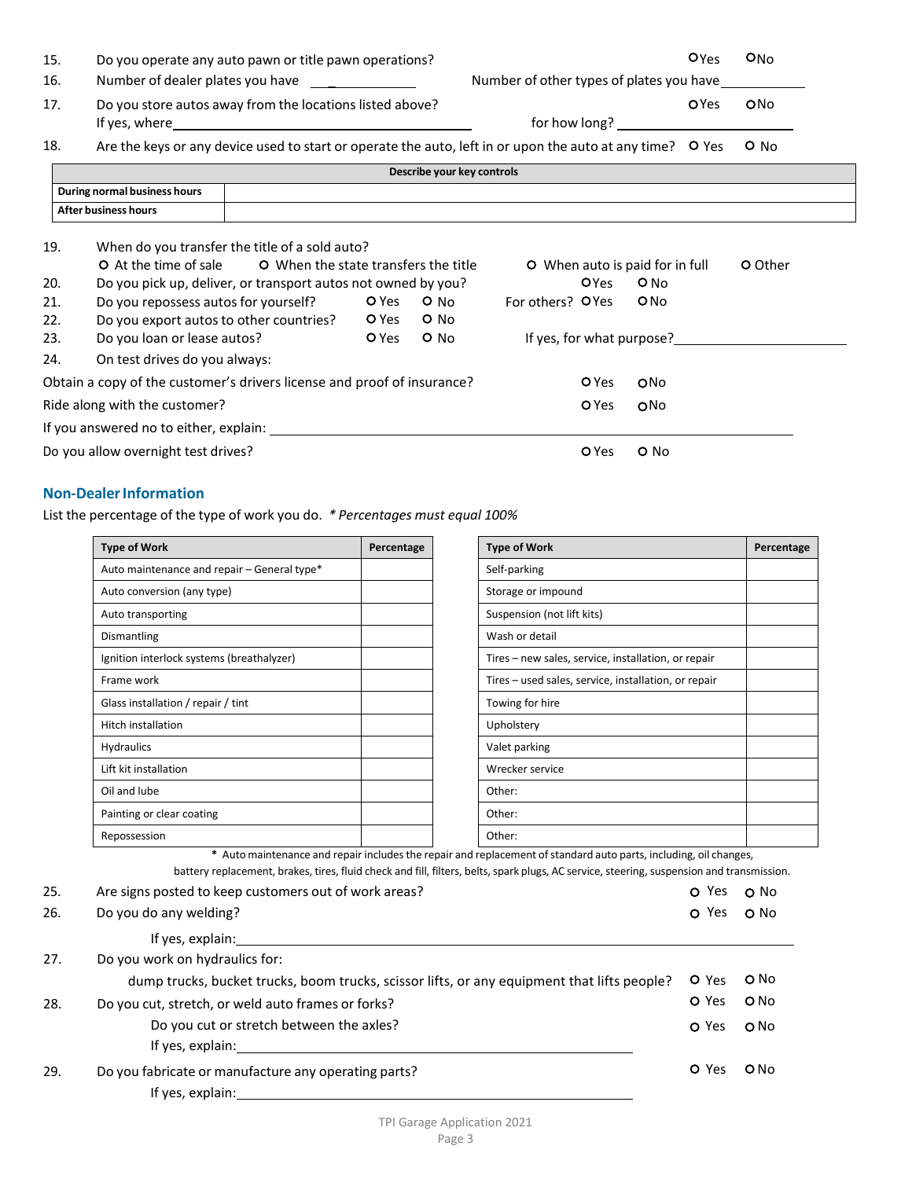15. Do you operate any auto pawn or title pawn operations? O Yes O No

16. Number of dealer plates you have ____________ Number of other types of plates you have ____________

17. Do you store autos away from the locations listed above? O Yes O No
    If yes, where ________________________________________ for how long? ____________________

18. Are the keys or any device used to start or operate the auto, left in or upon the auto at any time? O Yes O No

| Describe your key controls | |
|---|---|
| During normal business hours | |
| After business hours | |

19. When do you transfer the title of a sold auto?
    O At the time of sale O When the state transfers the title O When auto is paid for in full O Other

20. Do you pick up, deliver, or transport autos not owned by you? O Yes O No

21. Do you repossess autos for yourself? O Yes O No For others? O Yes O No

22. Do you export autos to other countries? O Yes O No

23. Do you loan or lease autos? O Yes O No If yes, for what purpose? ____________________

24. On test drives do you always:

Obtain a copy of the customer's drivers license and proof of insurance? O Yes O No

Ride along with the customer? O Yes O No

If you answered no to either, explain: ________________________________________

Do you allow overnight test drives? O Yes O No

## Non-Dealer Information

List the percentage of the type of work you do. *\* Percentages must equal 100%*

| Type of Work | Percentage |
|---|---|
| Auto maintenance and repair – General type* | |
| Auto conversion (any type) | |
| Auto transporting | |
| Dismantling | |
| Ignition interlock systems (breathalyzer) | |
| Frame work | |
| Glass installation / repair / tint | |
| Hitch installation | |
| Hydraulics | |
| Lift kit installation | |
| Oil and lube | |
| Painting or clear coating | |
| Repossession | |

| Type of Work | Percentage |
|---|---|
| Self-parking | |
| Storage or impound | |
| Suspension (not lift kits) | |
| Wash or detail | |
| Tires – new sales, service, installation, or repair | |
| Tires – used sales, service, installation, or repair | |
| Towing for hire | |
| Upholstery | |
| Valet parking | |
| Wrecker service | |
| Other: | |
| Other: | |
| Other: | |

\* Auto maintenance and repair includes the repair and replacement of standard auto parts, including, oil changes, battery replacement, brakes, tires, fluid check and fill, filters, belts, spark plugs, AC service, steering, suspension and transmission.

25. Are signs posted to keep customers out of work areas? O Yes O No

26. Do you do any welding? O Yes O No
    If yes, explain: ________________________________________

27. Do you work on hydraulics for:
    dump trucks, bucket trucks, boom trucks, scissor lifts, or any equipment that lifts people? O Yes O No

28. Do you cut, stretch, or weld auto frames or forks? O Yes O No
    Do you cut or stretch between the axles? O Yes O No
    If yes, explain: ________________________________________

29. Do you fabricate or manufacture any operating parts? O Yes O No
    If yes, explain: ________________________________________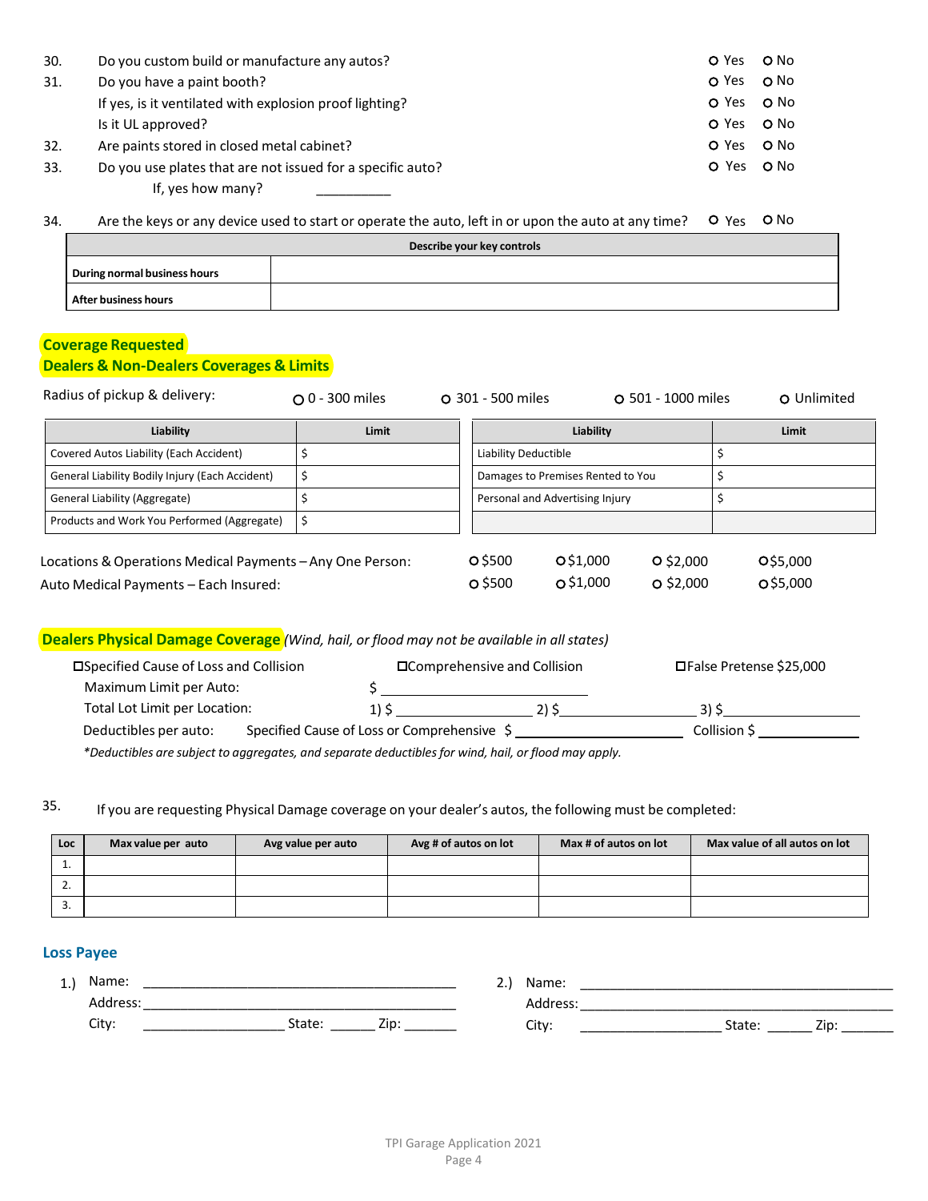30. Do you custom build or manufacture any autos? ○ Yes ○ No

31. Do you have a paint booth? ○ Yes ○ No

    If yes, is it ventilated with explosion proof lighting? ○ Yes ○ No

    Is it UL approved? ○ Yes ○ No

32. Are paints stored in closed metal cabinet? ○ Yes ○ No

33. Do you use plates that are not issued for a specific auto? ○ Yes ○ No

    If, yes how many? __________

34. Are the keys or any device used to start or operate the auto, left in or upon the auto at any time? ○ Yes ○ No

| Describe your key controls | |
|---|---|
| During normal business hours | |
| After business hours | |

## Coverage Requested

## Dealers & Non-Dealers Coverages & Limits

Radius of pickup & delivery: ○ 0 - 300 miles ○ 301 - 500 miles ○ 501 - 1000 miles ○ Unlimited

| Liability | Limit | Liability | Limit |
|---|---|---|---|
| Covered Autos Liability (Each Accident) | $ | Liability Deductible | $ |
| General Liability Bodily Injury (Each Accident) | $ | Damages to Premises Rented to You | $ |
| General Liability (Aggregate) | $ | Personal and Advertising Injury | $ |
| Products and Work You Performed (Aggregate) | $ | | |

Locations & Operations Medical Payments – Any One Person: ○ $500 ○ $1,000 ○ $2,000 ○ $5,000

Auto Medical Payments – Each Insured: ○ $500 ○ $1,000 ○ $2,000 ○ $5,000

## Dealers Physical Damage Coverage *(Wind, hail, or flood may not be available in all states)*

☐ Specified Cause of Loss and Collision ☐ Comprehensive and Collision ☐ False Pretense $25,000

Maximum Limit per Auto: $ ________________________

Total Lot Limit per Location: 1) $ ________________ 2) $________________ 3) $________________

Deductibles per auto: Specified Cause of Loss or Comprehensive $ ____________________ Collision $ ____________

*\*Deductibles are subject to aggregates, and separate deductibles for wind, hail, or flood may apply.*

35. If you are requesting Physical Damage coverage on your dealer's autos, the following must be completed:

| Loc | Max value per auto | Avg value per auto | Avg # of autos on lot | Max # of autos on lot | Max value of all autos on lot |
|---|---|---|---|---|---|
| 1. | | | | | |
| 2. | | | | | |
| 3. | | | | | |

## Loss Payee

1.) Name: ________________________________________
Address: ________________________________________
City: __________________ State: ______ Zip: _______

2.) Name: ________________________________________
Address: ________________________________________
City: __________________ State: ______ Zip: _______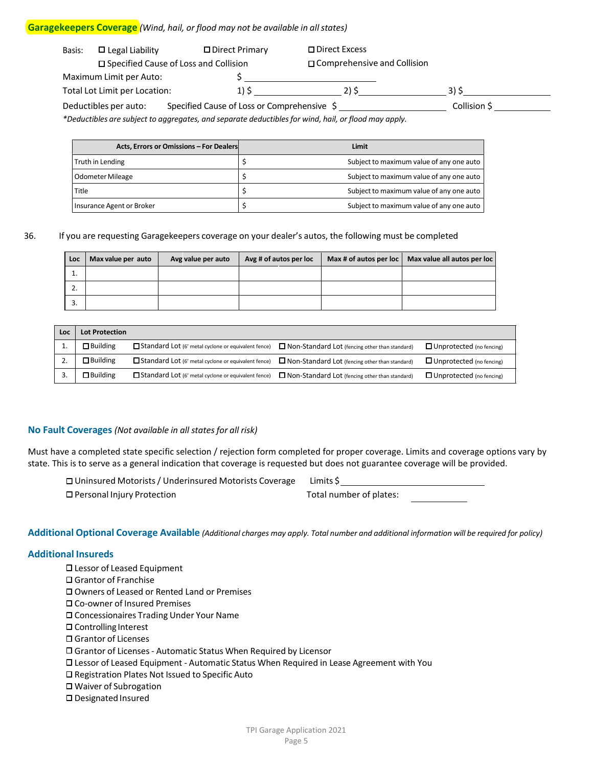## Garagekeepers Coverage *(Wind, hail, or flood may not be available in all states)*

Basis: ☐ Legal Liability ☐ Direct Primary ☐ Direct Excess

☐ Specified Cause of Loss and Collision ☐ Comprehensive and Collision

Maximum Limit per Auto: $ ______________________

Total Lot Limit per Location: 1) $ ______________ 2) $ ______________ 3) $ ______________

Deductibles per auto: Specified Cause of Loss or Comprehensive $ ______________ Collision $ __________

*\*Deductibles are subject to aggregates, and separate deductibles for wind, hail, or flood may apply.*

| Acts, Errors or Omissions – For Dealers | Limit |
|---|---|
| Truth in Lending | $ Subject to maximum value of any one auto |
| Odometer Mileage | $ Subject to maximum value of any one auto |
| Title | $ Subject to maximum value of any one auto |
| Insurance Agent or Broker | $ Subject to maximum value of any one auto |

36. If you are requesting Garagekeepers coverage on your dealer's autos, the following must be completed

| Loc | Max value per auto | Avg value per auto | Avg # of autos per loc | Max # of autos per loc | Max value all autos per loc |
|---|---|---|---|---|---|
| 1. | | | | | |
| 2. | | | | | |
| 3. | | | | | |

| Loc | Lot Protection | | | |
|---|---|---|---|---|
| 1. | ☐ Building | ☐ Standard Lot (6' metal cyclone or equivalent fence) | ☐ Non-Standard Lot (fencing other than standard) | ☐ Unprotected (no fencing) |
| 2. | ☐ Building | ☐ Standard Lot (6' metal cyclone or equivalent fence) | ☐ Non-Standard Lot (fencing other than standard) | ☐ Unprotected (no fencing) |
| 3. | ☐ Building | ☐ Standard Lot (6' metal cyclone or equivalent fence) | ☐ Non-Standard Lot (fencing other than standard) | ☐ Unprotected (no fencing) |

## No Fault Coverages *(Not available in all states for all risk)*

Must have a completed state specific selection / rejection form completed for proper coverage. Limits and coverage options vary by state. This is to serve as a general indication that coverage is requested but does not guarantee coverage will be provided.

☐ Uninsured Motorists / Underinsured Motorists Coverage Limits $ ______________________

☐ Personal Injury Protection Total number of plates: __________

## Additional Optional Coverage Available *(Additional charges may apply. Total number and additional information will be required for policy)*

## Additional Insureds

- ☐ Lessor of Leased Equipment
- ☐ Grantor of Franchise
- ☐ Owners of Leased or Rented Land or Premises
- ☐ Co-owner of Insured Premises
- ☐ Concessionaires Trading Under Your Name
- ☐ Controlling Interest
- ☐ Grantor of Licenses
- ☐ Grantor of Licenses - Automatic Status When Required by Licensor
- ☐ Lessor of Leased Equipment - Automatic Status When Required in Lease Agreement with You
- ☐ Registration Plates Not Issued to Specific Auto
- ☐ Waiver of Subrogation
- ☐ Designated Insured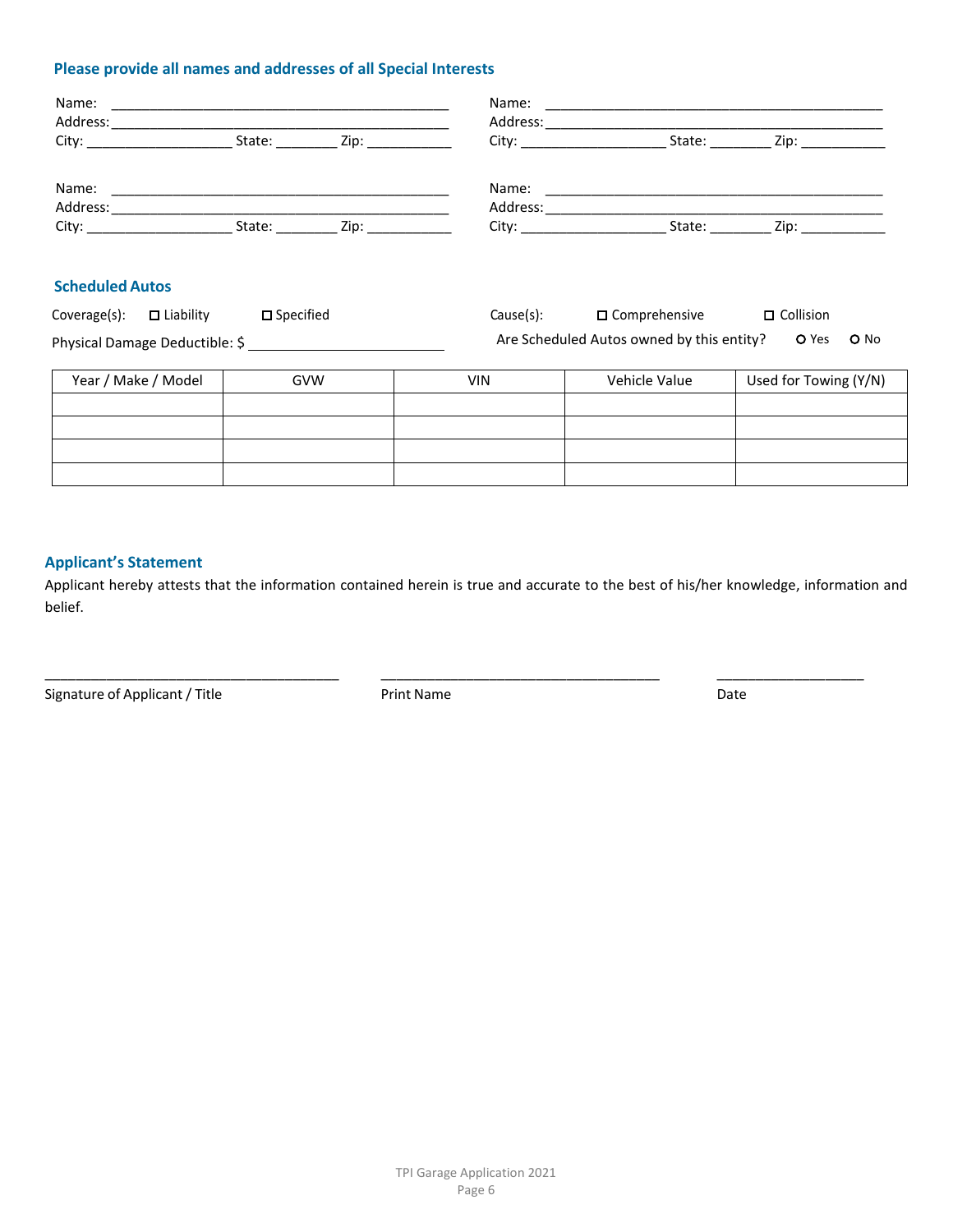### Please provide all names and addresses of all Special Interests

Name: ______________________________________________
Address: ____________________________________________
City: ___________________ State: ________ Zip: ___________

Name: ______________________________________________
Address: ____________________________________________
City: ___________________ State: ________ Zip: ___________

Name: ______________________________________________
Address: ____________________________________________
City: ___________________ State: ________ Zip: ___________

Name: ______________________________________________
Address: ____________________________________________
City: ___________________ State: ________ Zip: ___________

### Scheduled Autos

Coverage(s): ☐ Liability ☐ Specified

Cause(s): ☐ Comprehensive ☐ Collision

Physical Damage Deductible: $ ___________________________

Are Scheduled Autos owned by this entity? ○ Yes ○ No

| Year / Make / Model | GVW | VIN | Vehicle Value | Used for Towing (Y/N) |
|---|---|---|---|---|
| | | | | |
| | | | | |
| | | | | |
| | | | | |

### Applicant's Statement

Applicant hereby attests that the information contained herein is true and accurate to the best of his/her knowledge, information and belief.

_______________________________________ Signature of Applicant / Title

_____________________________________ Print Name

___________________ Date